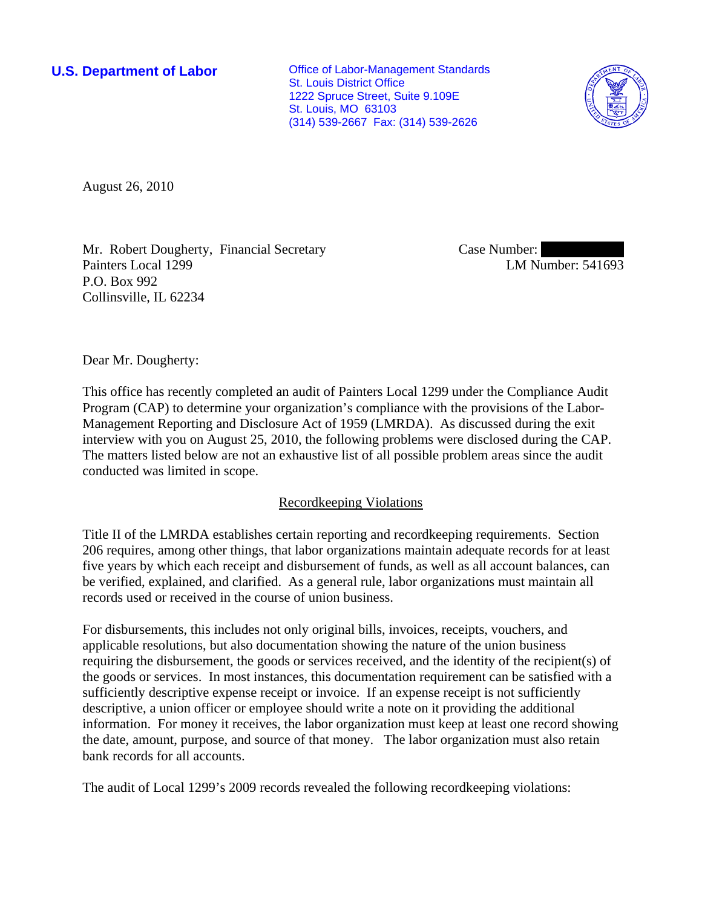**U.S. Department of Labor**

Office of Labor-Management Standards
St. Louis District Office
1222 Spruce Street, Suite 9.109E
St. Louis, MO 63103
(314) 539-2667 Fax: (314) 539-2626

August 26, 2010

Mr. Robert Dougherty, Financial Secretary
Painters Local 1299
P.O. Box 992
Collinsville, IL 62234

Case Number: 
LM Number: 541693

Dear Mr. Dougherty:

This office has recently completed an audit of Painters Local 1299 under the Compliance Audit Program (CAP) to determine your organization's compliance with the provisions of the Labor-Management Reporting and Disclosure Act of 1959 (LMRDA). As discussed during the exit interview with you on August 25, 2010, the following problems were disclosed during the CAP. The matters listed below are not an exhaustive list of all possible problem areas since the audit conducted was limited in scope.

## Recordkeeping Violations

Title II of the LMRDA establishes certain reporting and recordkeeping requirements. Section 206 requires, among other things, that labor organizations maintain adequate records for at least five years by which each receipt and disbursement of funds, as well as all account balances, can be verified, explained, and clarified. As a general rule, labor organizations must maintain all records used or received in the course of union business.

For disbursements, this includes not only original bills, invoices, receipts, vouchers, and applicable resolutions, but also documentation showing the nature of the union business requiring the disbursement, the goods or services received, and the identity of the recipient(s) of the goods or services. In most instances, this documentation requirement can be satisfied with a sufficiently descriptive expense receipt or invoice. If an expense receipt is not sufficiently descriptive, a union officer or employee should write a note on it providing the additional information. For money it receives, the labor organization must keep at least one record showing the date, amount, purpose, and source of that money. The labor organization must also retain bank records for all accounts.

The audit of Local 1299's 2009 records revealed the following recordkeeping violations: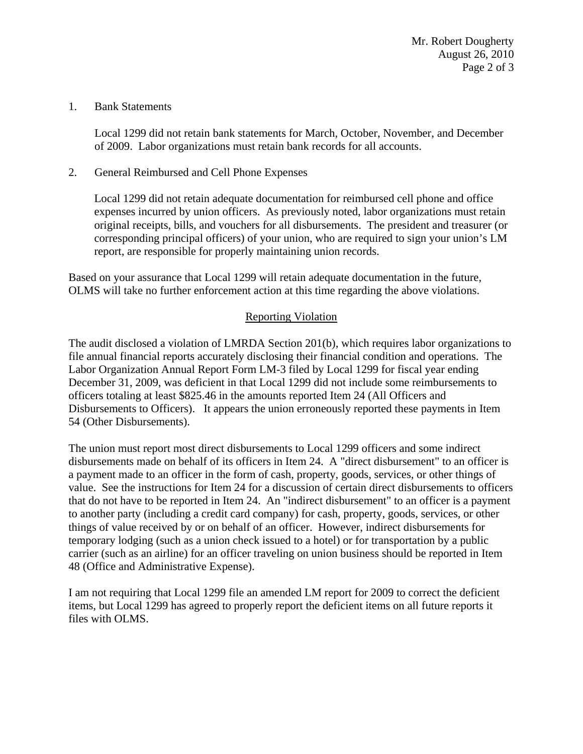1. Bank Statements

   Local 1299 did not retain bank statements for March, October, November, and December of 2009. Labor organizations must retain bank records for all accounts.

2. General Reimbursed and Cell Phone Expenses

   Local 1299 did not retain adequate documentation for reimbursed cell phone and office expenses incurred by union officers. As previously noted, labor organizations must retain original receipts, bills, and vouchers for all disbursements. The president and treasurer (or corresponding principal officers) of your union, who are required to sign your union's LM report, are responsible for properly maintaining union records.

Based on your assurance that Local 1299 will retain adequate documentation in the future, OLMS will take no further enforcement action at this time regarding the above violations.

## Reporting Violation

The audit disclosed a violation of LMRDA Section 201(b), which requires labor organizations to file annual financial reports accurately disclosing their financial condition and operations. The Labor Organization Annual Report Form LM-3 filed by Local 1299 for fiscal year ending December 31, 2009, was deficient in that Local 1299 did not include some reimbursements to officers totaling at least $825.46 in the amounts reported Item 24 (All Officers and Disbursements to Officers). It appears the union erroneously reported these payments in Item 54 (Other Disbursements).

The union must report most direct disbursements to Local 1299 officers and some indirect disbursements made on behalf of its officers in Item 24. A "direct disbursement" to an officer is a payment made to an officer in the form of cash, property, goods, services, or other things of value. See the instructions for Item 24 for a discussion of certain direct disbursements to officers that do not have to be reported in Item 24. An "indirect disbursement" to an officer is a payment to another party (including a credit card company) for cash, property, goods, services, or other things of value received by or on behalf of an officer. However, indirect disbursements for temporary lodging (such as a union check issued to a hotel) or for transportation by a public carrier (such as an airline) for an officer traveling on union business should be reported in Item 48 (Office and Administrative Expense).

I am not requiring that Local 1299 file an amended LM report for 2009 to correct the deficient items, but Local 1299 has agreed to properly report the deficient items on all future reports it files with OLMS.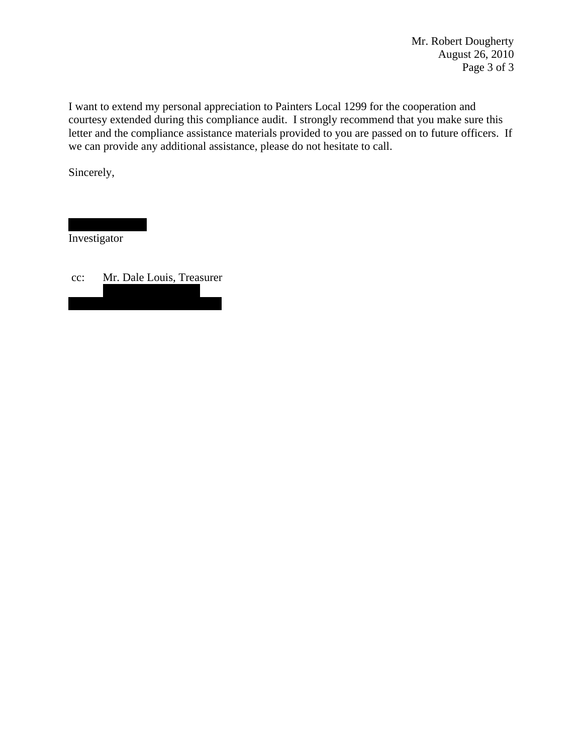I want to extend my personal appreciation to Painters Local 1299 for the cooperation and courtesy extended during this compliance audit. I strongly recommend that you make sure this letter and the compliance assistance materials provided to you are passed on to future officers. If we can provide any additional assistance, please do not hesitate to call.

Sincerely,

Investigator

cc: Mr. Dale Louis, Treasurer